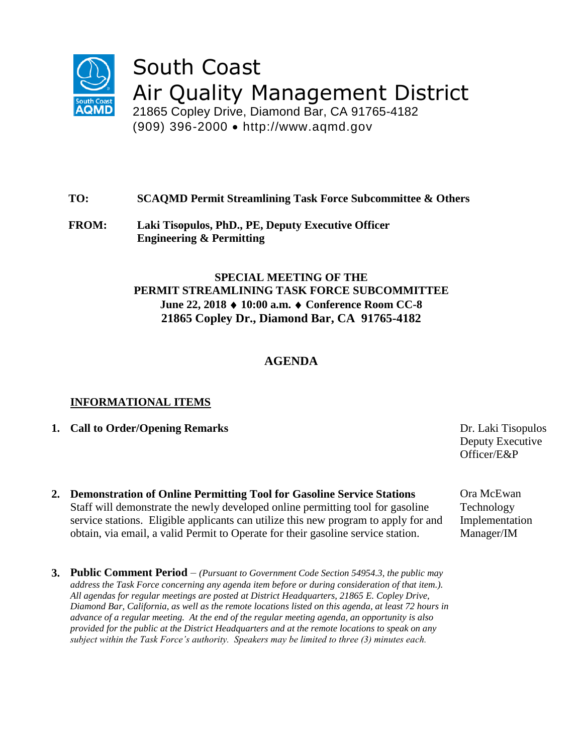# South Coast Air Quality Management District

21865 Copley Drive, Diamond Bar, CA 91765-4182
(909) 396-2000 • http://www.aqmd.gov

**TO:** **SCAQMD Permit Streamlining Task Force Subcommittee & Others**

**FROM:** **Laki Tisopulos, PhD., PE, Deputy Executive Officer**
**Engineering & Permitting**

**SPECIAL MEETING OF THE**
**PERMIT STREAMLINING TASK FORCE SUBCOMMITTEE**
**June 22, 2018 ♦ 10:00 a.m. ♦ Conference Room CC-8**
**21865 Copley Dr., Diamond Bar, CA 91765-4182**

## AGENDA

**INFORMATIONAL ITEMS**

1. **Call to Order/Opening Remarks** — Dr. Laki Tisopulos, Deputy Executive Officer/E&P

2. **Demonstration of Online Permitting Tool for Gasoline Service Stations** — Ora McEwan, Technology Implementation Manager/IM
   Staff will demonstrate the newly developed online permitting tool for gasoline service stations. Eligible applicants can utilize this new program to apply for and obtain, via email, a valid Permit to Operate for their gasoline service station.

3. **Public Comment Period** – *(Pursuant to Government Code Section 54954.3, the public may address the Task Force concerning any agenda item before or during consideration of that item.). All agendas for regular meetings are posted at District Headquarters, 21865 E. Copley Drive, Diamond Bar, California, as well as the remote locations listed on this agenda, at least 72 hours in advance of a regular meeting. At the end of the regular meeting agenda, an opportunity is also provided for the public at the District Headquarters and at the remote locations to speak on any subject within the Task Force's authority. Speakers may be limited to three (3) minutes each.*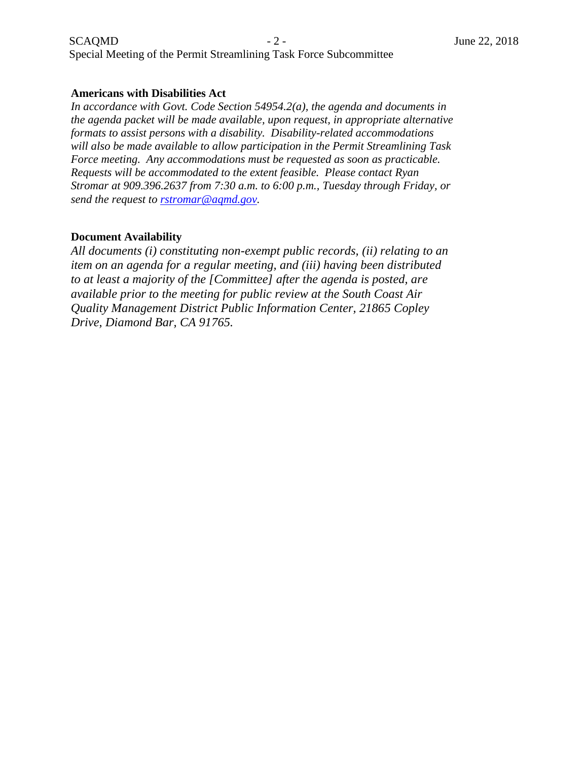**Americans with Disabilities Act**

*In accordance with Govt. Code Section 54954.2(a), the agenda and documents in the agenda packet will be made available, upon request, in appropriate alternative formats to assist persons with a disability. Disability-related accommodations will also be made available to allow participation in the Permit Streamlining Task Force meeting. Any accommodations must be requested as soon as practicable. Requests will be accommodated to the extent feasible. Please contact Ryan Stromar at 909.396.2637 from 7:30 a.m. to 6:00 p.m., Tuesday through Friday, or send the request to [rstromar@aqmd.gov](mailto:rstromar@aqmd.gov).*

**Document Availability**

*All documents (i) constituting non-exempt public records, (ii) relating to an item on an agenda for a regular meeting, and (iii) having been distributed to at least a majority of the [Committee] after the agenda is posted, are available prior to the meeting for public review at the South Coast Air Quality Management District Public Information Center, 21865 Copley Drive, Diamond Bar, CA 91765.*